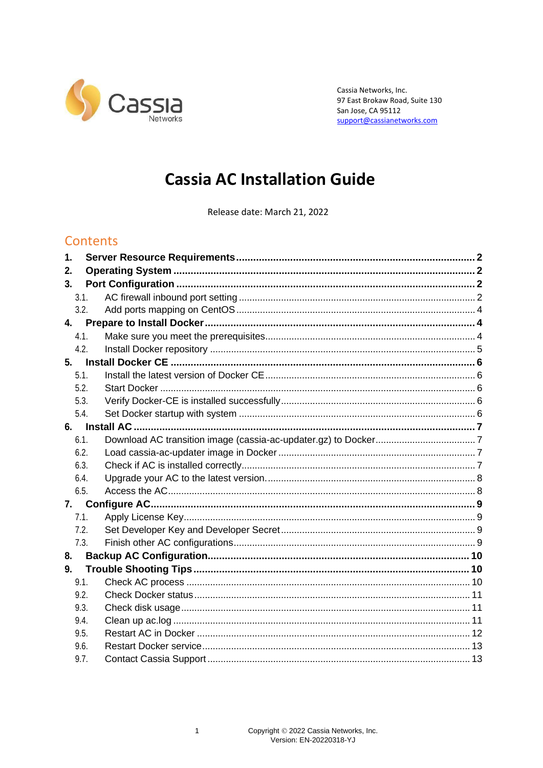Cassia Networks, Inc.
97 East Brokaw Road, Suite 130
San Jose, CA 95112
support@cassianetworks.com

# Cassia AC Installation Guide

Release date: March 21, 2022

## Contents

- **1. Server Resource Requirements** ..... 2
- **2. Operating System** ..... 2
- **3. Port Configuration** ..... 2
  - 3.1. AC firewall inbound port setting ..... 2
  - 3.2. Add ports mapping on CentOS ..... 4
- **4. Prepare to Install Docker** ..... 4
  - 4.1. Make sure you meet the prerequisites ..... 4
  - 4.2. Install Docker repository ..... 5
- **5. Install Docker CE** ..... 6
  - 5.1. Install the latest version of Docker CE ..... 6
  - 5.2. Start Docker ..... 6
  - 5.3. Verify Docker-CE is installed successfully ..... 6
  - 5.4. Set Docker startup with system ..... 6
- **6. Install AC** ..... 7
  - 6.1. Download AC transition image (cassia-ac-updater.gz) to Docker ..... 7
  - 6.2. Load cassia-ac-updater image in Docker ..... 7
  - 6.3. Check if AC is installed correctly ..... 7
  - 6.4. Upgrade your AC to the latest version. ..... 8
  - 6.5. Access the AC ..... 8
- **7. Configure AC** ..... 9
  - 7.1. Apply License Key ..... 9
  - 7.2. Set Developer Key and Developer Secret ..... 9
  - 7.3. Finish other AC configurations ..... 9
- **8. Backup AC Configuration** ..... 10
- **9. Trouble Shooting Tips** ..... 10
  - 9.1. Check AC process ..... 10
  - 9.2. Check Docker status ..... 11
  - 9.3. Check disk usage ..... 11
  - 9.4. Clean up ac.log ..... 11
  - 9.5. Restart AC in Docker ..... 12
  - 9.6. Restart Docker service ..... 13
  - 9.7. Contact Cassia Support ..... 13

Copyright © 2022 Cassia Networks, Inc.
Version: EN-20220318-YJ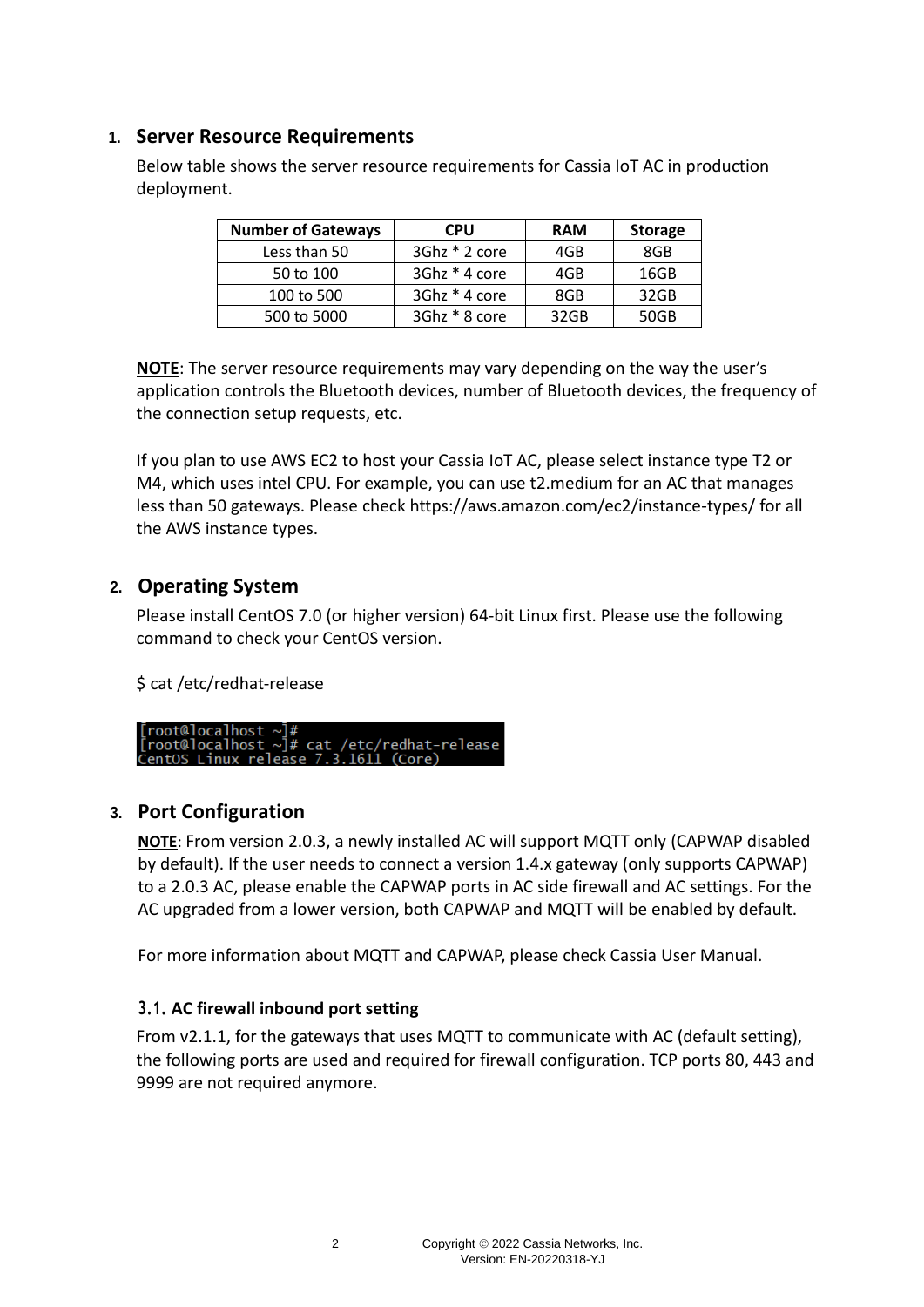## 1. Server Resource Requirements

Below table shows the server resource requirements for Cassia IoT AC in production deployment.

| Number of Gateways | CPU | RAM | Storage |
|---|---|---|---|
| Less than 50 | 3Ghz * 2 core | 4GB | 8GB |
| 50 to 100 | 3Ghz * 4 core | 4GB | 16GB |
| 100 to 500 | 3Ghz * 4 core | 8GB | 32GB |
| 500 to 5000 | 3Ghz * 8 core | 32GB | 50GB |

**NOTE**: The server resource requirements may vary depending on the way the user's application controls the Bluetooth devices, number of Bluetooth devices, the frequency of the connection setup requests, etc.

If you plan to use AWS EC2 to host your Cassia IoT AC, please select instance type T2 or M4, which uses intel CPU. For example, you can use t2.medium for an AC that manages less than 50 gateways. Please check https://aws.amazon.com/ec2/instance-types/ for all the AWS instance types.

## 2. Operating System

Please install CentOS 7.0 (or higher version) 64-bit Linux first. Please use the following command to check your CentOS version.

$ cat /etc/redhat-release

```
[root@localhost ~]#
[root@localhost ~]# cat /etc/redhat-release
CentOS Linux release 7.3.1611 (Core)
```

## 3. Port Configuration

**NOTE**: From version 2.0.3, a newly installed AC will support MQTT only (CAPWAP disabled by default). If the user needs to connect a version 1.4.x gateway (only supports CAPWAP) to a 2.0.3 AC, please enable the CAPWAP ports in AC side firewall and AC settings. For the AC upgraded from a lower version, both CAPWAP and MQTT will be enabled by default.

For more information about MQTT and CAPWAP, please check Cassia User Manual.

### 3.1. AC firewall inbound port setting

From v2.1.1, for the gateways that uses MQTT to communicate with AC (default setting), the following ports are used and required for firewall configuration. TCP ports 80, 443 and 9999 are not required anymore.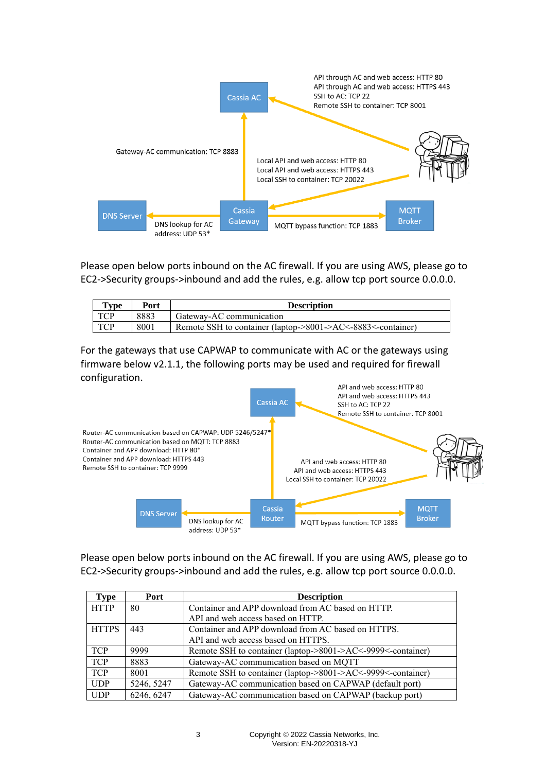Please open below ports inbound on the AC firewall. If you are using AWS, please go to EC2->Security groups->inbound and add the rules, e.g. allow tcp port source 0.0.0.0.

| Type | Port | Description |
|---|---|---|
| TCP | 8883 | Gateway-AC communication |
| TCP | 8001 | Remote SSH to container (laptop->8001->AC<-8883<-container) |

For the gateways that use CAPWAP to communicate with AC or the gateways using firmware below v2.1.1, the following ports may be used and required for firewall configuration.

Please open below ports inbound on the AC firewall. If you are using AWS, please go to EC2->Security groups->inbound and add the rules, e.g. allow tcp port source 0.0.0.0.

| Type | Port | Description |
|---|---|---|
| HTTP | 80 | Container and APP download from AC based on HTTP.<br>API and web access based on HTTP. |
| HTTPS | 443 | Container and APP download from AC based on HTTPS.<br>API and web access based on HTTPS. |
| TCP | 9999 | Remote SSH to container (laptop->8001->AC<-9999<-container) |
| TCP | 8883 | Gateway-AC communication based on MQTT |
| TCP | 8001 | Remote SSH to container (laptop->8001->AC<-9999<-container) |
| UDP | 5246, 5247 | Gateway-AC communication based on CAPWAP (default port) |
| UDP | 6246, 6247 | Gateway-AC communication based on CAPWAP (backup port) |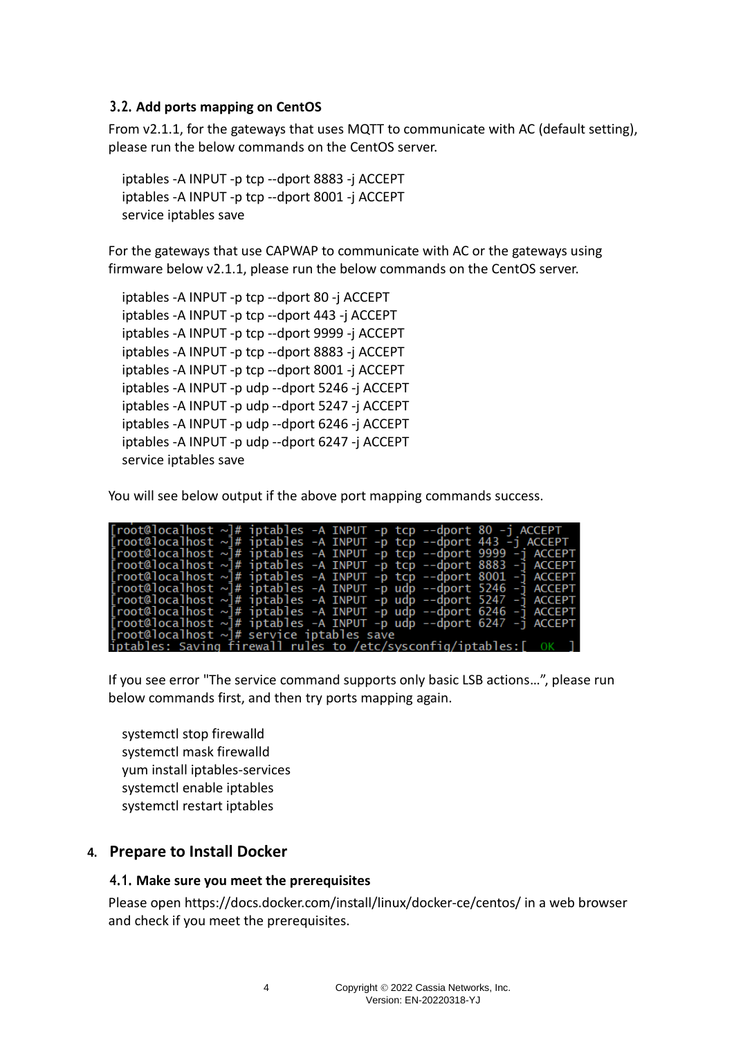### 3.2. Add ports mapping on CentOS

From v2.1.1, for the gateways that uses MQTT to communicate with AC (default setting), please run the below commands on the CentOS server.

```
iptables -A INPUT -p tcp --dport 8883 -j ACCEPT
iptables -A INPUT -p tcp --dport 8001 -j ACCEPT
service iptables save
```

For the gateways that use CAPWAP to communicate with AC or the gateways using firmware below v2.1.1, please run the below commands on the CentOS server.

```
iptables -A INPUT -p tcp --dport 80 -j ACCEPT
iptables -A INPUT -p tcp --dport 443 -j ACCEPT
iptables -A INPUT -p tcp --dport 9999 -j ACCEPT
iptables -A INPUT -p tcp --dport 8883 -j ACCEPT
iptables -A INPUT -p tcp --dport 8001 -j ACCEPT
iptables -A INPUT -p udp --dport 5246 -j ACCEPT
iptables -A INPUT -p udp --dport 5247 -j ACCEPT
iptables -A INPUT -p udp --dport 6246 -j ACCEPT
iptables -A INPUT -p udp --dport 6247 -j ACCEPT
service iptables save
```

You will see below output if the above port mapping commands success.

```
[root@localhost ~]# iptables -A INPUT -p tcp --dport 80 -j ACCEPT
[root@localhost ~]# iptables -A INPUT -p tcp --dport 443 -j ACCEPT
[root@localhost ~]# iptables -A INPUT -p tcp --dport 9999 -j ACCEPT
[root@localhost ~]# iptables -A INPUT -p tcp --dport 8883 -j ACCEPT
[root@localhost ~]# iptables -A INPUT -p tcp --dport 8001 -j ACCEPT
[root@localhost ~]# iptables -A INPUT -p udp --dport 5246 -j ACCEPT
[root@localhost ~]# iptables -A INPUT -p udp --dport 5247 -j ACCEPT
[root@localhost ~]# iptables -A INPUT -p udp --dport 6246 -j ACCEPT
[root@localhost ~]# iptables -A INPUT -p udp --dport 6247 -j ACCEPT
[root@localhost ~]# service iptables save
iptables: Saving firewall rules to /etc/sysconfig/iptables:[  OK  ]
```

If you see error "The service command supports only basic LSB actions…", please run below commands first, and then try ports mapping again.

```
systemctl stop firewalld
systemctl mask firewalld
yum install iptables-services
systemctl enable iptables
systemctl restart iptables
```

## 4. Prepare to Install Docker

### 4.1. Make sure you meet the prerequisites

Please open https://docs.docker.com/install/linux/docker-ce/centos/ in a web browser and check if you meet the prerequisites.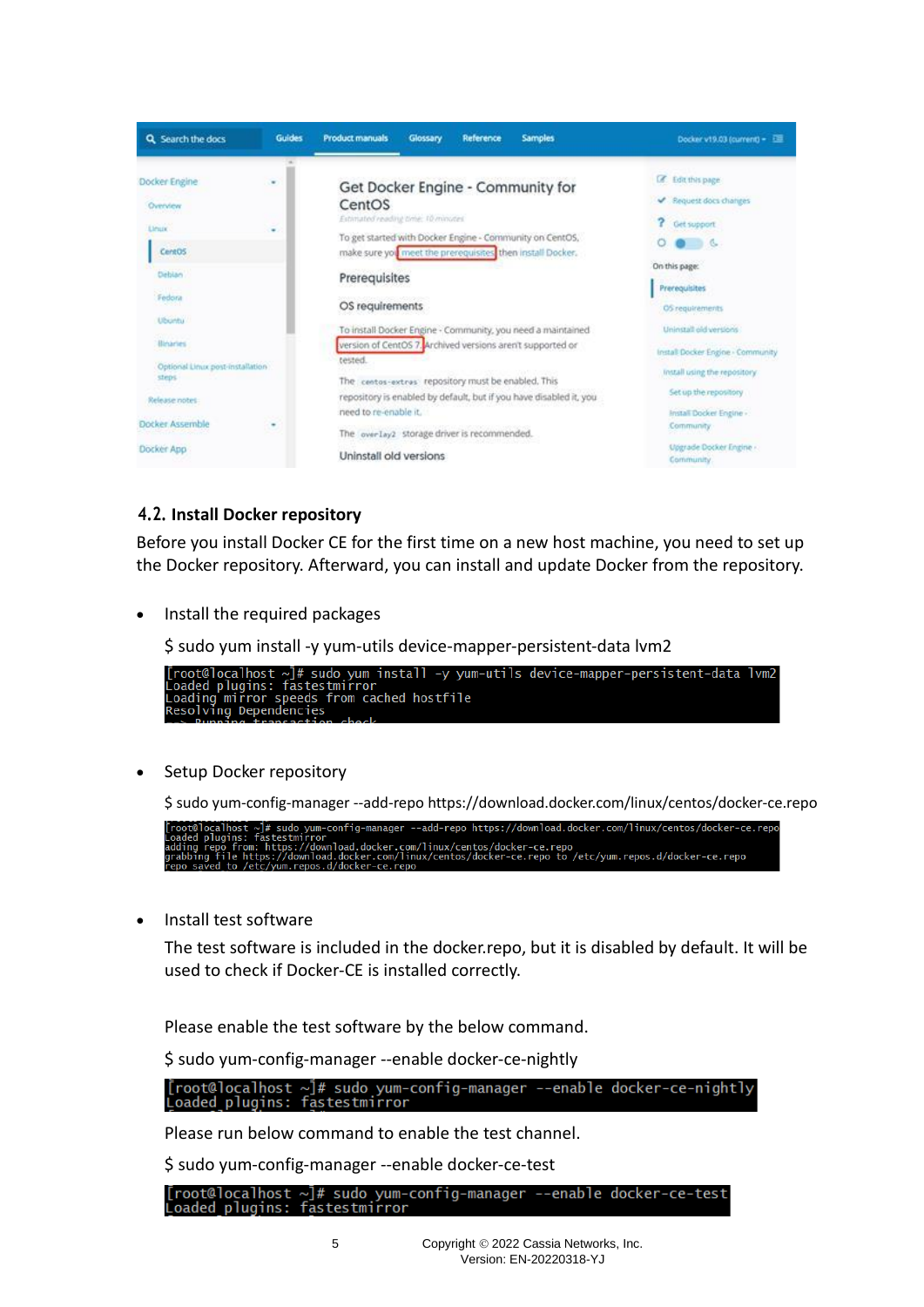## 4.2. Install Docker repository

Before you install Docker CE for the first time on a new host machine, you need to set up the Docker repository. Afterward, you can install and update Docker from the repository.

- Install the required packages

  $ sudo yum install -y yum-utils device-mapper-persistent-data lvm2

```
[root@localhost ~]# sudo yum install -y yum-utils device-mapper-persistent-data lvm2
Loaded plugins: fastestmirror
Loading mirror speeds from cached hostfile
Resolving Dependencies
--> Running transaction check
```

- Setup Docker repository

  $ sudo yum-config-manager --add-repo https://download.docker.com/linux/centos/docker-ce.repo

```
[root@localhost ~]# sudo yum-config-manager --add-repo https://download.docker.com/linux/centos/docker-ce.repo
Loaded plugins: fastestmirror
adding repo from: https://download.docker.com/linux/centos/docker-ce.repo
grabbing file https://download.docker.com/linux/centos/docker-ce.repo to /etc/yum.repos.d/docker-ce.repo
repo saved to /etc/yum.repos.d/docker-ce.repo
```

- Install test software

  The test software is included in the docker.repo, but it is disabled by default. It will be used to check if Docker-CE is installed correctly.

  Please enable the test software by the below command.

  $ sudo yum-config-manager --enable docker-ce-nightly

```
[root@localhost ~]# sudo yum-config-manager --enable docker-ce-nightly
Loaded plugins: fastestmirror
```

  Please run below command to enable the test channel.

  $ sudo yum-config-manager --enable docker-ce-test

```
[root@localhost ~]# sudo yum-config-manager --enable docker-ce-test
Loaded plugins: fastestmirror
```

Copyright © 2022 Cassia Networks, Inc.
Version: EN-20220318-YJ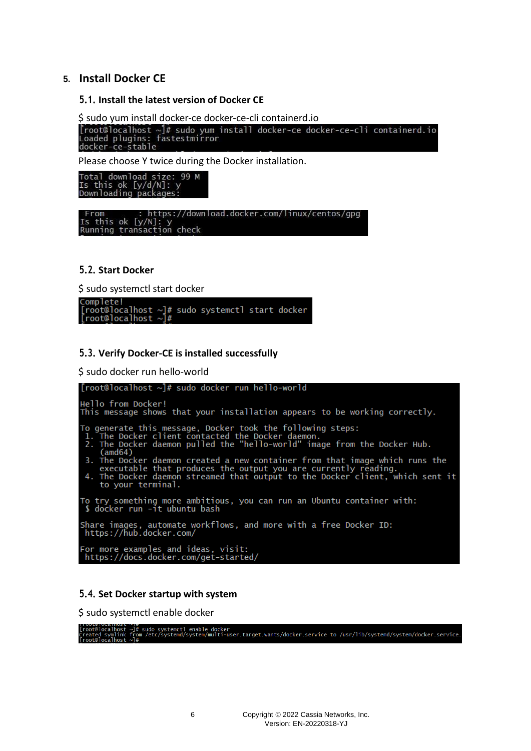# 5. Install Docker CE

## 5.1. Install the latest version of Docker CE

$ sudo yum install docker-ce docker-ce-cli containerd.io

```
[root@localhost ~]# sudo yum install docker-ce docker-ce-cli containerd.io
Loaded plugins: fastestmirror
docker-ce-stable
```

Please choose Y twice during the Docker installation.

```
Total download size: 99 M
Is this ok [y/d/N]: y
Downloading packages:
```

```
 From       : https://download.docker.com/linux/centos/gpg
Is this ok [y/N]: y
Running transaction check
```

## 5.2. Start Docker

$ sudo systemctl start docker

```
Complete!
[root@localhost ~]# sudo systemctl start docker
[root@localhost ~]#
```

## 5.3. Verify Docker-CE is installed successfully

$ sudo docker run hello-world

```
[root@localhost ~]# sudo docker run hello-world

Hello from Docker!
This message shows that your installation appears to be working correctly.

To generate this message, Docker took the following steps:
 1. The Docker client contacted the Docker daemon.
 2. The Docker daemon pulled the "hello-world" image from the Docker Hub.
    (amd64)
 3. The Docker daemon created a new container from that image which runs the
    executable that produces the output you are currently reading.
 4. The Docker daemon streamed that output to the Docker client, which sent it
    to your terminal.

To try something more ambitious, you can run an Ubuntu container with:
 $ docker run -it ubuntu bash

Share images, automate workflows, and more with a free Docker ID:
 https://hub.docker.com/

For more examples and ideas, visit:
 https://docs.docker.com/get-started/
```

## 5.4. Set Docker startup with system

$ sudo systemctl enable docker

```
[root@localhost ~]# sudo systemctl enable docker
Created symlink from /etc/systemd/system/multi-user.target.wants/docker.service to /usr/lib/systemd/system/docker.service.
[root@localhost ~]#
```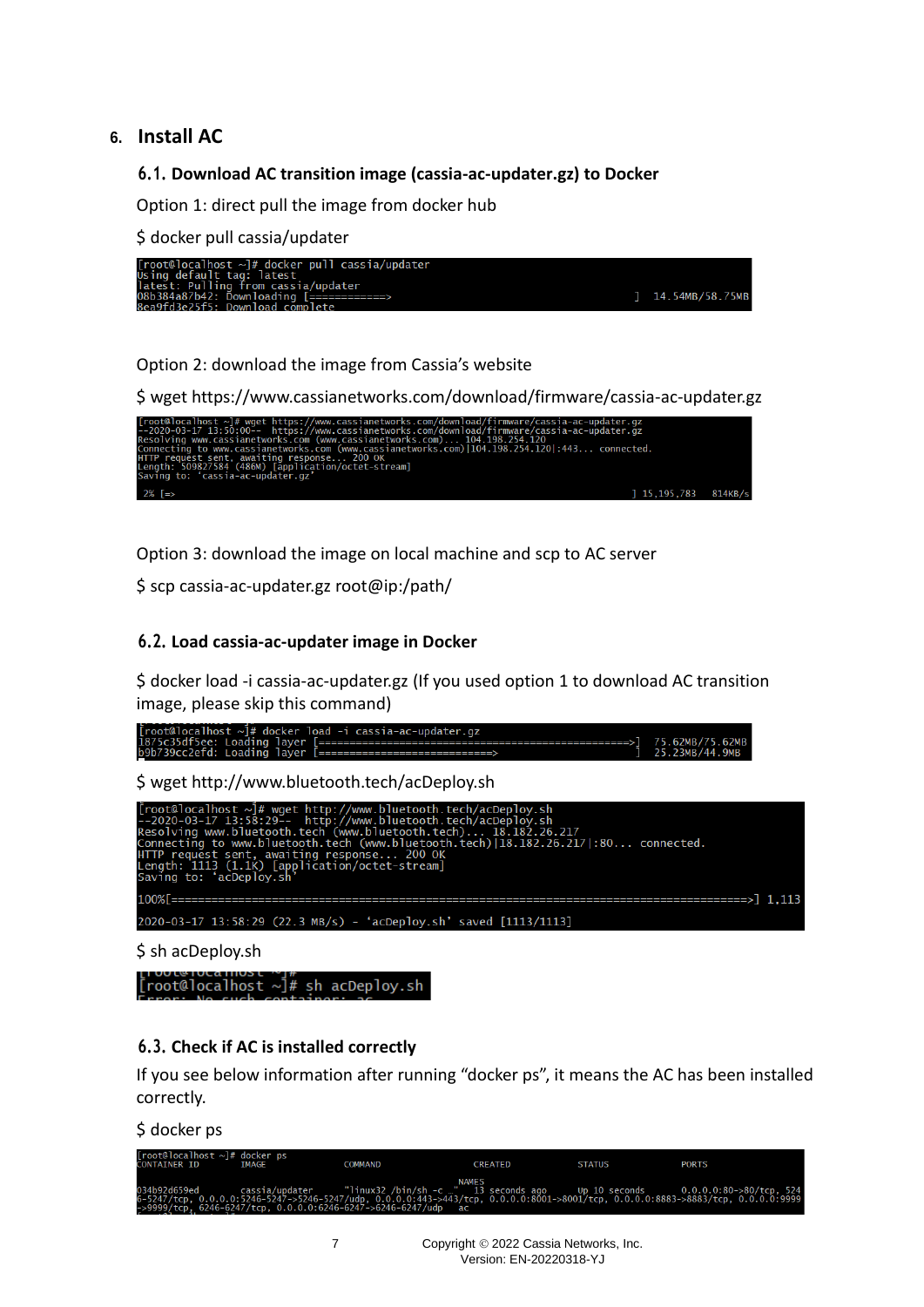# 6. Install AC

## 6.1. Download AC transition image (cassia-ac-updater.gz) to Docker

Option 1: direct pull the image from docker hub

$ docker pull cassia/updater

```
[root@localhost ~]# docker pull cassia/updater
Using default tag: latest
latest: Pulling from cassia/updater
08b384a87b42: Downloading [============>                              ]  14.54MB/58.75MB
8ea9fd3e25f5: Download complete
```

Option 2: download the image from Cassia's website

$ wget https://www.cassianetworks.com/download/firmware/cassia-ac-updater.gz

```
[root@localhost ~]# wget https://www.cassianetworks.com/download/firmware/cassia-ac-updater.gz
--2020-03-17 13:50:00--  https://www.cassianetworks.com/download/firmware/cassia-ac-updater.gz
Resolving www.cassianetworks.com (www.cassianetworks.com)... 104.198.254.120
Connecting to www.cassianetworks.com (www.cassianetworks.com)|104.198.254.120|:443... connected.
HTTP request sent, awaiting response... 200 OK
Length: 509827584 (486M) [application/octet-stream]
Saving to: 'cassia-ac-updater.gz'

 2% [=>                                                                  ] 15,195,783   814KB/s
```

Option 3: download the image on local machine and scp to AC server

$ scp cassia-ac-updater.gz root@ip:/path/

## 6.2. Load cassia-ac-updater image in Docker

$ docker load -i cassia-ac-updater.gz (If you used option 1 to download AC transition image, please skip this command)

```
[root@localhost ~]# docker load -i cassia-ac-updater.gz
1875c35df5ee: Loading layer [==================================================>]  75.62MB/75.62MB
b9b739cc2efd: Loading layer [============================>                      ]  25.23MB/44.9MB
```

$ wget http://www.bluetooth.tech/acDeploy.sh

```
[root@localhost ~]# wget http://www.bluetooth.tech/acDeploy.sh
--2020-03-17 13:58:29--  http://www.bluetooth.tech/acDeploy.sh
Resolving www.bluetooth.tech (www.bluetooth.tech)... 18.182.26.217
Connecting to www.bluetooth.tech (www.bluetooth.tech)|18.182.26.217|:80... connected.
HTTP request sent, awaiting response... 200 OK
Length: 1113 (1.1K) [application/octet-stream]
Saving to: 'acDeploy.sh'

100%[==================================================================================>] 1,113

2020-03-17 13:58:29 (22.3 MB/s) - 'acDeploy.sh' saved [1113/1113]
```

$ sh acDeploy.sh

```
[root@localhost ~]# sh acDeploy.sh
```

## 6.3. Check if AC is installed correctly

If you see below information after running "docker ps", it means the AC has been installed correctly.

$ docker ps

```
[root@localhost ~]# docker ps
CONTAINER ID        IMAGE               COMMAND                  CREATED             STATUS              PORTS
                                        NAMES
034b92d659ed        cassia/updater      "linux32 /bin/sh -c …"   13 seconds ago      Up 10 seconds       0.0.0.0:80->80/tcp, 5246-5247/tcp, 0.0.0.0:5246-5247->5246-5247/udp, 0.0.0.0:443->443/tcp, 0.0.0.0:8001->8001/tcp, 0.0.0.0:8883->8883/tcp, 0.0.0.0:9999->9999/tcp, 6246-6247/tcp, 0.0.0.0:6246-6247->6246-6247/udp   ac
```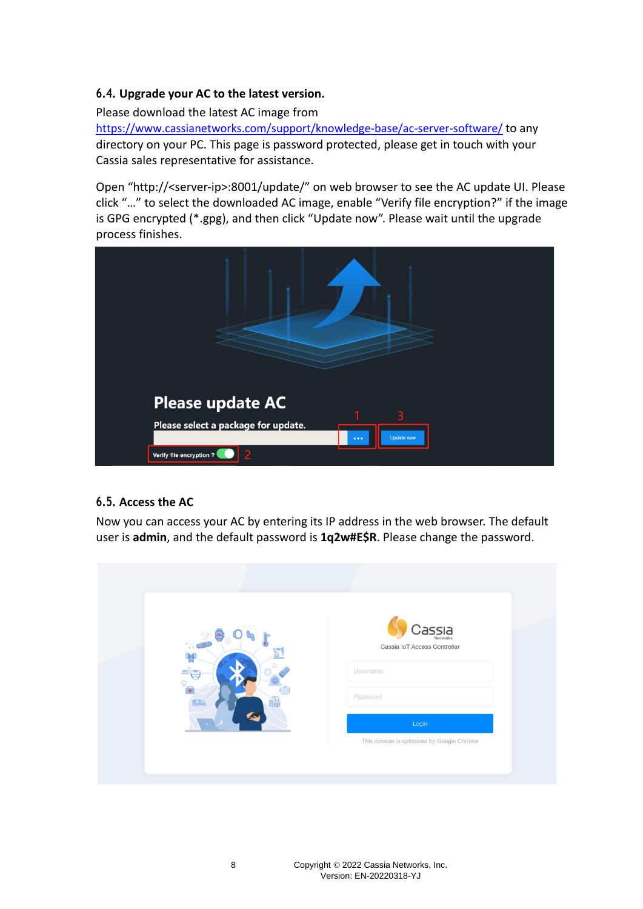### 6.4. Upgrade your AC to the latest version.

Please download the latest AC image from https://www.cassianetworks.com/support/knowledge-base/ac-server-software/ to any directory on your PC. This page is password protected, please get in touch with your Cassia sales representative for assistance.

Open “http://<server-ip>:8001/update/” on web browser to see the AC update UI. Please click “...” to select the downloaded AC image, enable “Verify file encryption?” if the image is GPG encrypted (*.gpg), and then click “Update now”. Please wait until the upgrade process finishes.

### 6.5. Access the AC

Now you can access your AC by entering its IP address in the web browser. The default user is **admin**, and the default password is **1q2w#E$R**. Please change the password.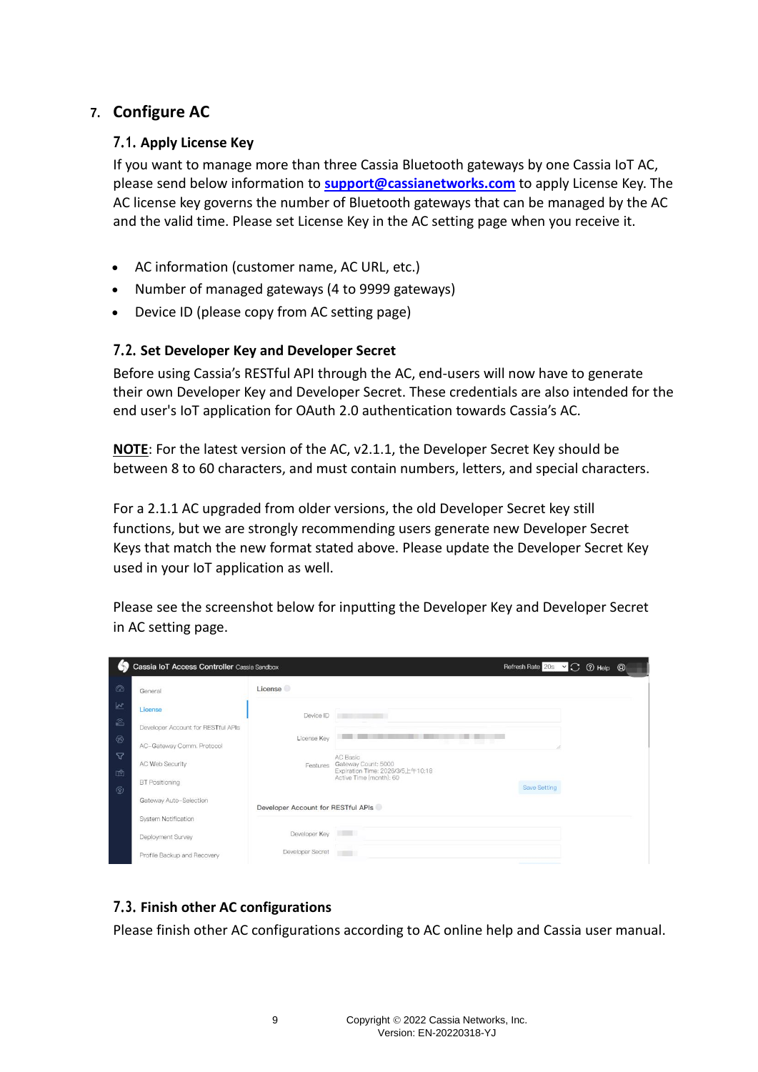## 7. Configure AC

### 7.1. Apply License Key

If you want to manage more than three Cassia Bluetooth gateways by one Cassia IoT AC, please send below information to **support@cassianetworks.com** to apply License Key. The AC license key governs the number of Bluetooth gateways that can be managed by the AC and the valid time. Please set License Key in the AC setting page when you receive it.

- AC information (customer name, AC URL, etc.)
- Number of managed gateways (4 to 9999 gateways)
- Device ID (please copy from AC setting page)

### 7.2. Set Developer Key and Developer Secret

Before using Cassia's RESTful API through the AC, end-users will now have to generate their own Developer Key and Developer Secret. These credentials are also intended for the end user's IoT application for OAuth 2.0 authentication towards Cassia's AC.

**NOTE**: For the latest version of the AC, v2.1.1, the Developer Secret Key should be between 8 to 60 characters, and must contain numbers, letters, and special characters.

For a 2.1.1 AC upgraded from older versions, the old Developer Secret key still functions, but we are strongly recommending users generate new Developer Secret Keys that match the new format stated above. Please update the Developer Secret Key used in your IoT application as well.

Please see the screenshot below for inputting the Developer Key and Developer Secret in AC setting page.

### 7.3. Finish other AC configurations

Please finish other AC configurations according to AC online help and Cassia user manual.

Copyright © 2022 Cassia Networks, Inc.
Version: EN-20220318-YJ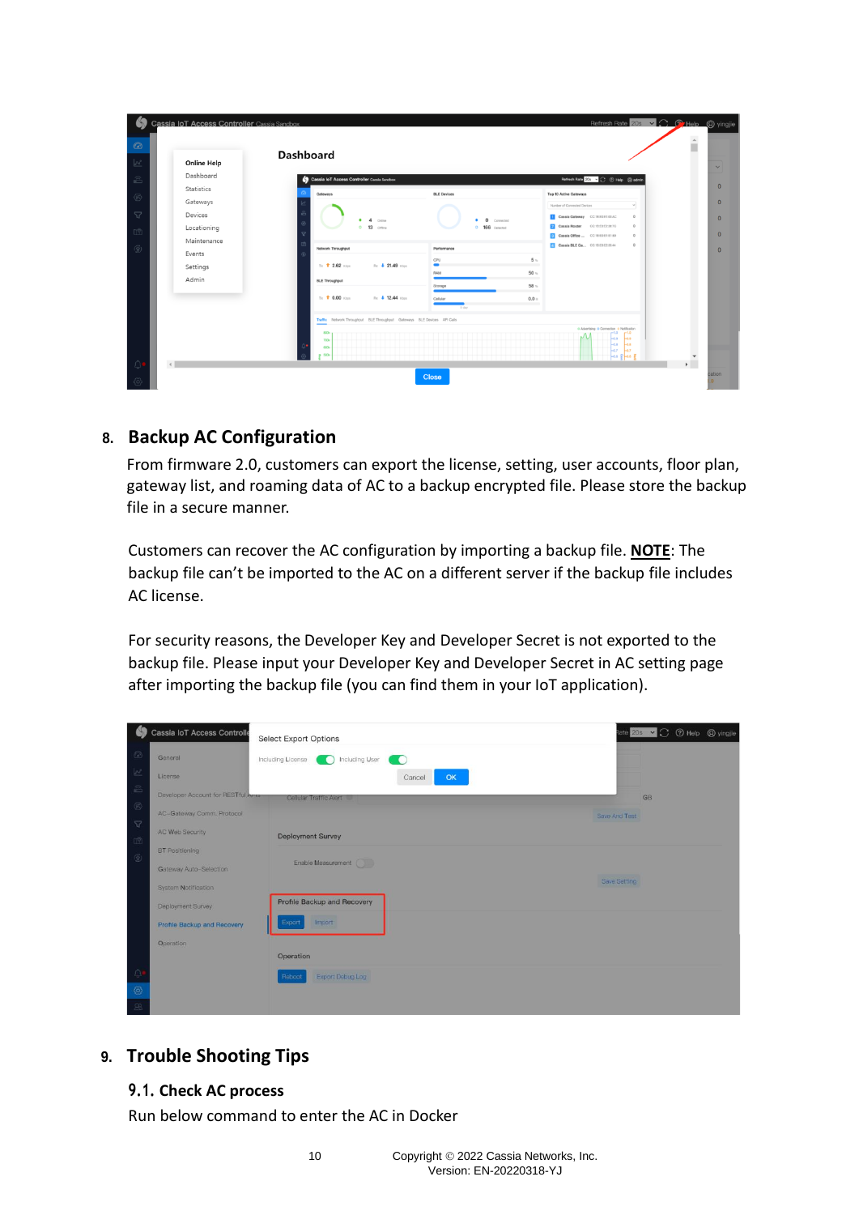## 8. Backup AC Configuration

From firmware 2.0, customers can export the license, setting, user accounts, floor plan, gateway list, and roaming data of AC to a backup encrypted file. Please store the backup file in a secure manner.

Customers can recover the AC configuration by importing a backup file. **NOTE**: The backup file can't be imported to the AC on a different server if the backup file includes AC license.

For security reasons, the Developer Key and Developer Secret is not exported to the backup file. Please input your Developer Key and Developer Secret in AC setting page after importing the backup file (you can find them in your IoT application).

## 9. Trouble Shooting Tips

### 9.1. Check AC process

Run below command to enter the AC in Docker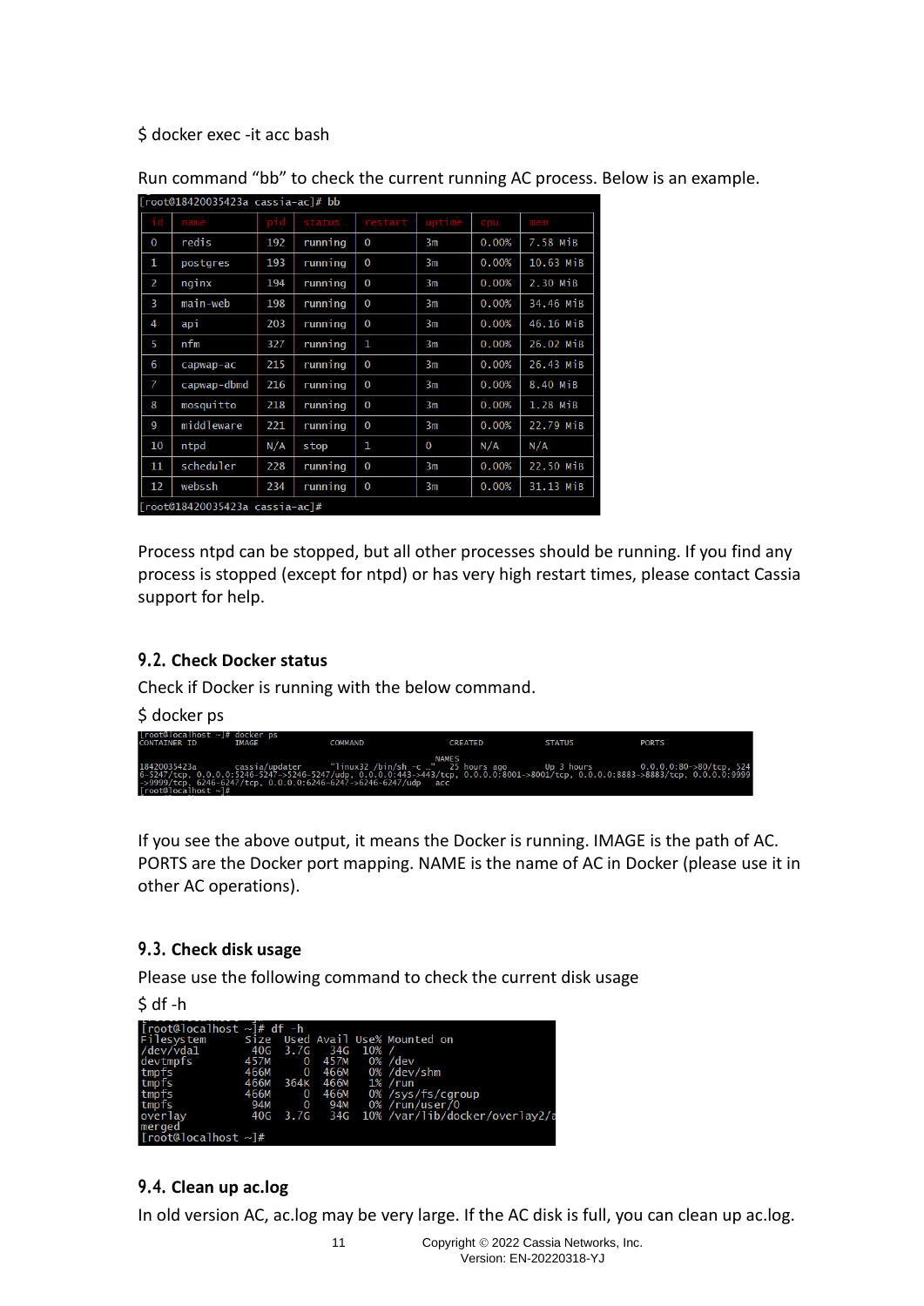$ docker exec -it acc bash

Run command “bb” to check the current running AC process. Below is an example.

```
[root@18420035423a cassia-ac]# bb
```

| id | name | pid | status | restart | uptime | cpu | mem |
|---|---|---|---|---|---|---|---|
| 0 | redis | 192 | running | 0 | 3m | 0.00% | 7.58 MiB |
| 1 | postgres | 193 | running | 0 | 3m | 0.00% | 10.63 MiB |
| 2 | nginx | 194 | running | 0 | 3m | 0.00% | 2.30 MiB |
| 3 | main-web | 198 | running | 0 | 3m | 0.00% | 34.46 MiB |
| 4 | api | 203 | running | 0 | 3m | 0.00% | 46.16 MiB |
| 5 | nfm | 327 | running | 1 | 3m | 0.00% | 26.02 MiB |
| 6 | capwap-ac | 215 | running | 0 | 3m | 0.00% | 26.43 MiB |
| 7 | capwap-dbmd | 216 | running | 0 | 3m | 0.00% | 8.40 MiB |
| 8 | mosquitto | 218 | running | 0 | 3m | 0.00% | 1.28 MiB |
| 9 | middleware | 221 | running | 0 | 3m | 0.00% | 22.79 MiB |
| 10 | ntpd | N/A | stop | 1 | 0 | N/A | N/A |
| 11 | scheduler | 228 | running | 0 | 3m | 0.00% | 22.50 MiB |
| 12 | webssh | 234 | running | 0 | 3m | 0.00% | 31.13 MiB |

```
[root@18420035423a cassia-ac]#
```

Process ntpd can be stopped, but all other processes should be running. If you find any process is stopped (except for ntpd) or has very high restart times, please contact Cassia support for help.

## 9.2. Check Docker status

Check if Docker is running with the below command.

$ docker ps

```
[root@localhost ~]# docker ps
CONTAINER ID   IMAGE             COMMAND                  CREATED        STATUS        PORTS                                                                                                                     NAMES
18420035423a   cassia/updater    "linux32 /bin/sh -c …"   25 hours ago   Up 3 hours    0.0.0.0:80->80/tcp, 5246-5247/tcp, 0.0.0.0:5246-5247->5246-5247/udp, 0.0.0.0:443->443/tcp, 0.0.0.0:8001->8001/tcp, 0.0.0.0:8883->8883/tcp, 0.0.0.0:9999->9999/tcp, 6246-6247/tcp, 0.0.0.0:6246-6247->6246-6247/udp   acc
[root@localhost ~]#
```

If you see the above output, it means the Docker is running. IMAGE is the path of AC. PORTS are the Docker port mapping. NAME is the name of AC in Docker (please use it in other AC operations).

## 9.3. Check disk usage

Please use the following command to check the current disk usage

$ df -h

```
[root@localhost ~]# df -h
Filesystem      Size  Used Avail Use% Mounted on
/dev/vda1        40G  3.7G   34G  10% /
devtmpfs        457M     0  457M   0% /dev
tmpfs           466M     0  466M   0% /dev/shm
tmpfs           466M  364K  466M   1% /run
tmpfs           466M     0  466M   0% /sys/fs/cgroup
tmpfs            94M     0   94M   0% /run/user/0
overlay          40G  3.7G   34G  10% /var/lib/docker/overlay2/a
merged
[root@localhost ~]#
```

## 9.4. Clean up ac.log

In old version AC, ac.log may be very large. If the AC disk is full, you can clean up ac.log.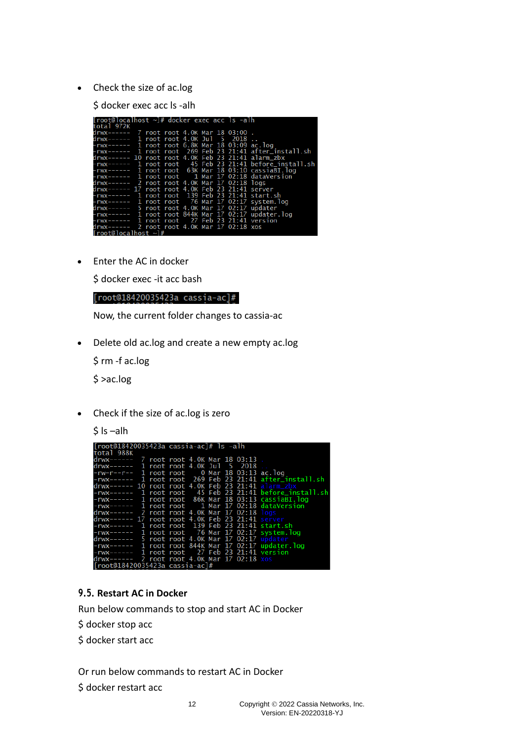- Check the size of ac.log

  $ docker exec acc ls -alh

```
[root@localhost ~]# docker exec acc ls -alh
total 972K
drwx------  7 root root 4.0K Mar 18 03:00 .
drwx------  1 root root 4.0K Jul  5  2018 ..
-rwx------  1 root root 6.8K Mar 18 03:09 ac.log
-rwx------  1 root root  269 Feb 23 21:41 after_install.sh
drwx------ 10 root root 4.0K Feb 23 21:41 alarm_zbx
-rwx------  1 root root   45 Feb 23 21:41 before_install.sh
-rwx------  1 root root  63K Mar 18 03:10 cassiaBI.log
-rwx------  1 root root    1 Mar 17 02:18 dataVersion
drwx------  2 root root 4.0K Mar 17 02:18 logs
drwx------ 17 root root 4.0K Feb 23 21:41 server
-rwx------  1 root root  139 Feb 23 21:41 start.sh
-rwx------  1 root root   76 Mar 17 02:17 system.log
drwx------  5 root root 4.0K Mar 17 02:17 updater
-rwx------  1 root root 844K Mar 17 02:17 updater.log
-rwx------  1 root root   27 Feb 23 21:41 version
drwx------  2 root root 4.0K Mar 17 02:18 xos
[root@localhost ~]#
```

- Enter the AC in docker

  $ docker exec -it acc bash

```
[root@18420035423a cassia-ac]#
```

  Now, the current folder changes to cassia-ac

- Delete old ac.log and create a new empty ac.log

  $ rm -f ac.log

  $ >ac.log

- Check if the size of ac.log is zero

  $ ls –alh

```
[root@18420035423a cassia-ac]# ls -alh
total 988K
drwx------  7 root root 4.0K Mar 18 03:13 .
drwx------  1 root root 4.0K Jul  5  2018 ..
-rw-r--r--  1 root root    0 Mar 18 03:13 ac.log
-rwx------  1 root root  269 Feb 23 21:41 after_install.sh
drwx------ 10 root root 4.0K Feb 23 21:41 alarm_zbx
-rwx------  1 root root   45 Feb 23 21:41 before_install.sh
-rwx------  1 root root  86K Mar 18 03:13 cassiaBI.log
-rwx------  1 root root    1 Mar 17 02:18 dataVersion
drwx------  2 root root 4.0K Mar 17 02:18 logs
drwx------ 17 root root 4.0K Feb 23 21:41 server
-rwx------  1 root root  139 Feb 23 21:41 start.sh
-rwx------  1 root root   76 Mar 17 02:17 system.log
drwx------  5 root root 4.0K Mar 17 02:17 updater
-rwx------  1 root root 844K Mar 17 02:17 updater.log
-rwx------  1 root root   27 Feb 23 21:41 version
drwx------  2 root root 4.0K Mar 17 02:18 xos
[root@18420035423a cassia-ac]#
```

### 9.5. Restart AC in Docker

Run below commands to stop and start AC in Docker

$ docker stop acc

$ docker start acc

Or run below commands to restart AC in Docker

$ docker restart acc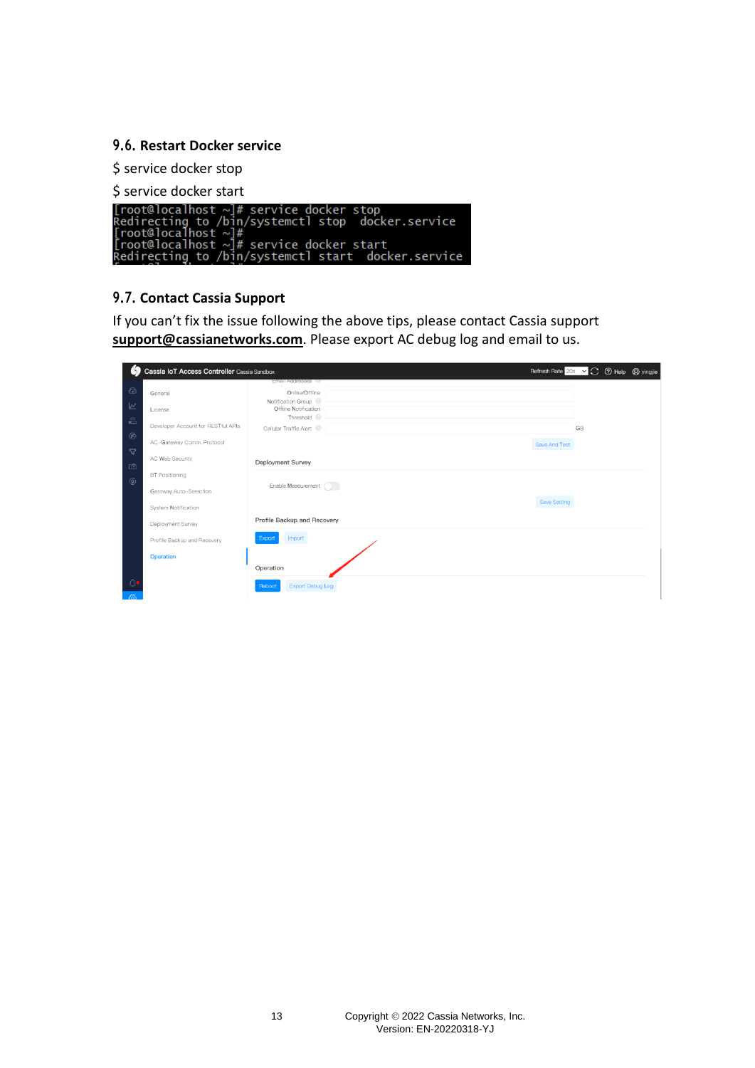### 9.6. Restart Docker service

$ service docker stop

$ service docker start

```
[root@localhost ~]# service docker stop
Redirecting to /bin/systemctl stop  docker.service
[root@localhost ~]#
[root@localhost ~]# service docker start
Redirecting to /bin/systemctl start  docker.service
```

### 9.7. Contact Cassia Support

If you can't fix the issue following the above tips, please contact Cassia support **support@cassianetworks.com**. Please export AC debug log and email to us.